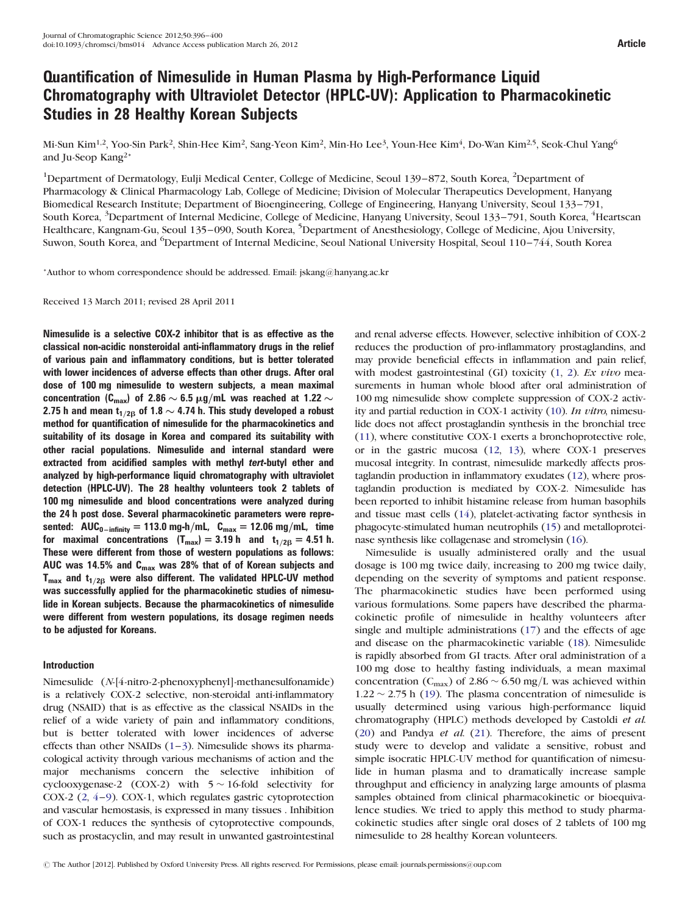# Quantification of Nimesulide in Human Plasma by High-Performance Liquid Chromatography with Ultraviolet Detector (HPLC-UV): Application to Pharmacokinetic Studies in 28 Healthy Korean Subjects

Mi-Sun Kim[1,2], Yoo-Sin Park[2], Shin-Hee Kim[2], Sang-Yeon Kim[2], Min-Ho Lee[3], Youn-Hee Kim[4], Do-Wan Kim[2,5], Seok-Chul Yang[6] and Ju-Seop Kang[2*]

[1]Department of Dermatology, Eulji Medical Center, College of Medicine, Seoul 139−872, South Korea, [2]Department of Pharmacology & Clinical Pharmacology Lab, College of Medicine; Division of Molecular Therapeutics Development, Hanyang Biomedical Research Institute; Department of Bioengineering, College of Engineering, Hanyang University, Seoul 133−791, South Korea, [3]Department of Internal Medicine, College of Medicine, Hanyang University, Seoul 133−791, South Korea, [4]Heartscan Healthcare, Kangnam-Gu, Seoul 135−090, South Korea, [5]Department of Anesthesiology, College of Medicine, Ajou University, Suwon, South Korea, and [6]Department of Internal Medicine, Seoul National University Hospital, Seoul 110−744, South Korea

*Author to whom correspondence should be addressed. Email: jskang@hanyang.ac.kr

Received 13 March 2011; revised 28 April 2011

**Nimesulide is a selective COX-2 inhibitor that is as effective as the classical non-acidic nonsteroidal anti-inflammatory drugs in the relief of various pain and inflammatory conditions, but is better tolerated with lower incidences of adverse effects than other drugs. After oral dose of 100 mg nimesulide to western subjects, a mean maximal concentration ($C_{max}$) of 2.86 ~ 6.5 μg/mL was reached at 1.22 ~ 2.75 h and mean $t_{1/2\beta}$ of 1.8 ~ 4.74 h. This study developed a robust method for quantification of nimesulide for the pharmacokinetics and suitability of its dosage in Korea and compared its suitability with other racial populations. Nimesulide and internal standard were extracted from acidified samples with methyl *tert*-butyl ether and analyzed by high-performance liquid chromatography with ultraviolet detection (HPLC-UV). The 28 healthy volunteers took 2 tablets of 100 mg nimesulide and blood concentrations were analyzed during the 24 h post dose. Several pharmacokinetic parameters were represented: $AUC_{0-infinity}$ = 113.0 mg-h/mL, $C_{max}$ = 12.06 mg/mL, time for maximal concentrations ($T_{max}$) = 3.19 h and $t_{1/2\beta}$ = 4.51 h. These were different from those of western populations as follows: AUC was 14.5% and $C_{max}$ was 28% that of of Korean subjects and $T_{max}$ and $t_{1/2\beta}$ were also different. The validated HPLC-UV method was successfully applied for the pharmacokinetic studies of nimesulide in Korean subjects. Because the pharmacokinetics of nimesulide were different from western populations, its dosage regimen needs to be adjusted for Koreans.**

## Introduction

Nimesulide (*N*-[4-nitro-2-phenoxyphenyl]-methanesulfonamide) is a relatively COX-2 selective, non-steroidal anti-inflammatory drug (NSAID) that is as effective as the classical NSAIDs in the relief of a wide variety of pain and inflammatory conditions, but is better tolerated with lower incidences of adverse effects than other NSAIDs (1–3). Nimesulide shows its pharmacological activity through various mechanisms of action and the major mechanisms concern the selective inhibition of cyclooxygenase-2 (COX-2) with 5 ~ 16-fold selectivity for COX-2 (2, 4–9). COX-1, which regulates gastric cytoprotection and vascular hemostasis, is expressed in many tissues . Inhibition of COX-1 reduces the synthesis of cytoprotective compounds, such as prostacyclin, and may result in unwanted gastrointestinal and renal adverse effects. However, selective inhibition of COX-2 reduces the production of pro-inflammatory prostaglandins, and may provide beneficial effects in inflammation and pain relief, with modest gastrointestinal (GI) toxicity (1, 2). *Ex vivo* measurements in human whole blood after oral administration of 100 mg nimesulide show complete suppression of COX-2 activity and partial reduction in COX-1 activity (10). *In vitro*, nimesulide does not affect prostaglandin synthesis in the bronchial tree (11), where constitutive COX-1 exerts a bronchoprotective role, or in the gastric mucosa (12, 13), where COX-1 preserves mucosal integrity. In contrast, nimesulide markedly affects prostaglandin production in inflammatory exudates (12), where prostaglandin production is mediated by COX-2. Nimesulide has been reported to inhibit histamine release from human basophils and tissue mast cells (14), platelet-activating factor synthesis in phagocyte-stimulated human neutrophils (15) and metalloproteinase synthesis like collagenase and stromelysin (16).

Nimesulide is usually administered orally and the usual dosage is 100 mg twice daily, increasing to 200 mg twice daily, depending on the severity of symptoms and patient response. The pharmacokinetic studies have been performed using various formulations. Some papers have described the pharmacokinetic profile of nimesulide in healthy volunteers after single and multiple administrations (17) and the effects of age and disease on the pharmacokinetic variable (18). Nimesulide is rapidly absorbed from GI tracts. After oral administration of a 100 mg dose to healthy fasting individuals, a mean maximal concentration ($C_{max}$) of 2.86 ~ 6.50 mg/L was achieved within 1.22 ~ 2.75 h (19). The plasma concentration of nimesulide is usually determined using various high-performance liquid chromatography (HPLC) methods developed by Castoldi *et al.* (20) and Pandya *et al.* (21). Therefore, the aims of present study were to develop and validate a sensitive, robust and simple isocratic HPLC-UV method for quantification of nimesulide in human plasma and to dramatically increase sample throughput and efficiency in analyzing large amounts of plasma samples obtained from clinical pharmacokinetic or bioequivalence studies. We tried to apply this method to study pharmacokinetic studies after single oral doses of 2 tablets of 100 mg nimesulide to 28 healthy Korean volunteers.

© The Author [2012]. Published by Oxford University Press. All rights reserved. For Permissions, please email: journals.permissions@oup.com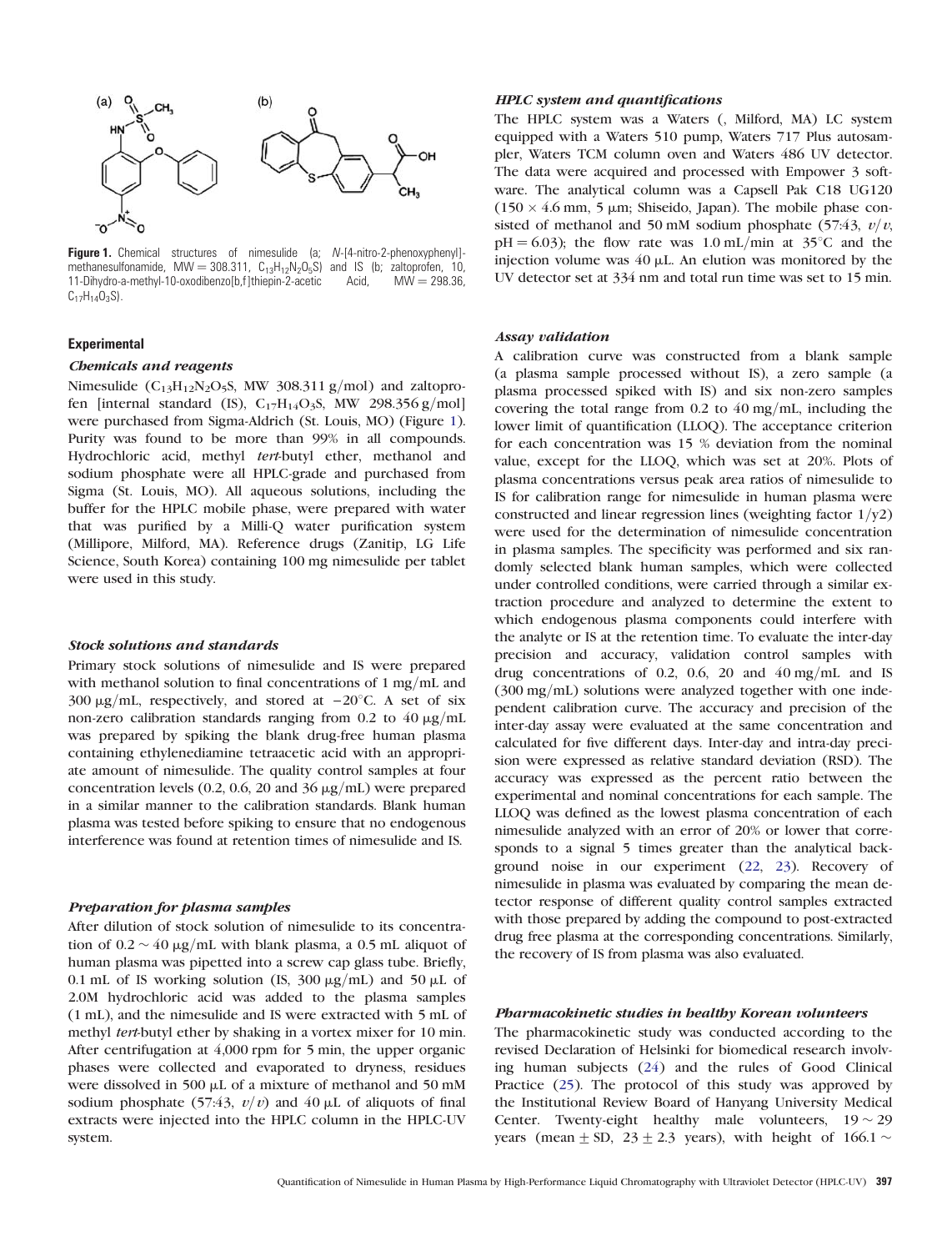Figure 1. Chemical structures of nimesulide (a; N-[4-nitro-2-phenoxyphenyl]-methanesulfonamide, MW = 308.311, $C_{13}H_{12}N_2O_5S$) and IS (b; zaltoprofen, 10, 11-Dihydro-a-methyl-10-oxodibenzo[b,f]thiepin-2-acetic Acid, MW = 298.36, $C_{17}H_{14}O_3S$).

## Experimental

### *Chemicals and reagents*

Nimesulide ($C_{13}H_{12}N_2O_5S$, MW 308.311 g/mol) and zaltoprofen [internal standard (IS), $C_{17}H_{14}O_3S$, MW 298.356 g/mol] were purchased from Sigma-Aldrich (St. Louis, MO) (Figure 1). Purity was found to be more than 99% in all compounds. Hydrochloric acid, methyl *tert*-butyl ether, methanol and sodium phosphate were all HPLC-grade and purchased from Sigma (St. Louis, MO). All aqueous solutions, including the buffer for the HPLC mobile phase, were prepared with water that was purified by a Milli-Q water purification system (Millipore, Milford, MA). Reference drugs (Zanitip, LG Life Science, South Korea) containing 100 mg nimesulide per tablet were used in this study.

### *Stock solutions and standards*

Primary stock solutions of nimesulide and IS were prepared with methanol solution to final concentrations of 1 mg/mL and 300 μg/mL, respectively, and stored at −20°C. A set of six non-zero calibration standards ranging from 0.2 to 40 μg/mL was prepared by spiking the blank drug-free human plasma containing ethylenediamine tetraacetic acid with an appropriate amount of nimesulide. The quality control samples at four concentration levels (0.2, 0.6, 20 and 36 μg/mL) were prepared in a similar manner to the calibration standards. Blank human plasma was tested before spiking to ensure that no endogenous interference was found at retention times of nimesulide and IS.

### *Preparation for plasma samples*

After dilution of stock solution of nimesulide to its concentration of 0.2 ∼ 40 μg/mL with blank plasma, a 0.5 mL aliquot of human plasma was pipetted into a screw cap glass tube. Briefly, 0.1 mL of IS working solution (IS, 300 μg/mL) and 50 μL of 2.0M hydrochloric acid was added to the plasma samples (1 mL), and the nimesulide and IS were extracted with 5 mL of methyl *tert*-butyl ether by shaking in a vortex mixer for 10 min. After centrifugation at 4,000 rpm for 5 min, the upper organic phases were collected and evaporated to dryness, residues were dissolved in 500 μL of a mixture of methanol and 50 mM sodium phosphate (57:43, *v*/*v*) and 40 μL of aliquots of final extracts were injected into the HPLC column in the HPLC-UV system.

### *HPLC system and quantifications*

The HPLC system was a Waters (, Milford, MA) LC system equipped with a Waters 510 pump, Waters 717 Plus autosampler, Waters TCM column oven and Waters 486 UV detector. The data were acquired and processed with Empower 3 software. The analytical column was a Capsell Pak C18 UG120 (150 × 4.6 mm, 5 μm; Shiseido, Japan). The mobile phase consisted of methanol and 50 mM sodium phosphate (57:43, *v*/*v*, pH = 6.03); the flow rate was 1.0 mL/min at 35°C and the injection volume was 40 μL. An elution was monitored by the UV detector set at 334 nm and total run time was set to 15 min.

### *Assay validation*

A calibration curve was constructed from a blank sample (a plasma sample processed without IS), a zero sample (a plasma processed spiked with IS) and six non-zero samples covering the total range from 0.2 to 40 mg/mL, including the lower limit of quantification (LLOQ). The acceptance criterion for each concentration was 15 % deviation from the nominal value, except for the LLOQ, which was set at 20%. Plots of plasma concentrations versus peak area ratios of nimesulide to IS for calibration range for nimesulide in human plasma were constructed and linear regression lines (weighting factor 1/y2) were used for the determination of nimesulide concentration in plasma samples. The specificity was performed and six randomly selected blank human samples, which were collected under controlled conditions, were carried through a similar extraction procedure and analyzed to determine the extent to which endogenous plasma components could interfere with the analyte or IS at the retention time. To evaluate the inter-day precision and accuracy, validation control samples with drug concentrations of 0.2, 0.6, 20 and 40 mg/mL and IS (300 mg/mL) solutions were analyzed together with one independent calibration curve. The accuracy and precision of the inter-day assay were evaluated at the same concentration and calculated for five different days. Inter-day and intra-day precision were expressed as relative standard deviation (RSD). The accuracy was expressed as the percent ratio between the experimental and nominal concentrations for each sample. The LLOQ was defined as the lowest plasma concentration of each nimesulide analyzed with an error of 20% or lower that corresponds to a signal 5 times greater than the analytical background noise in our experiment (22, 23). Recovery of nimesulide in plasma was evaluated by comparing the mean detector response of different quality control samples extracted with those prepared by adding the compound to post-extracted drug free plasma at the corresponding concentrations. Similarly, the recovery of IS from plasma was also evaluated.

### *Pharmacokinetic studies in healthy Korean volunteers*

The pharmacokinetic study was conducted according to the revised Declaration of Helsinki for biomedical research involving human subjects (24) and the rules of Good Clinical Practice (25). The protocol of this study was approved by the Institutional Review Board of Hanyang University Medical Center. Twenty-eight healthy male volunteers, 19 ∼ 29 years (mean ± SD, 23 ± 2.3 years), with height of 166.1 ∼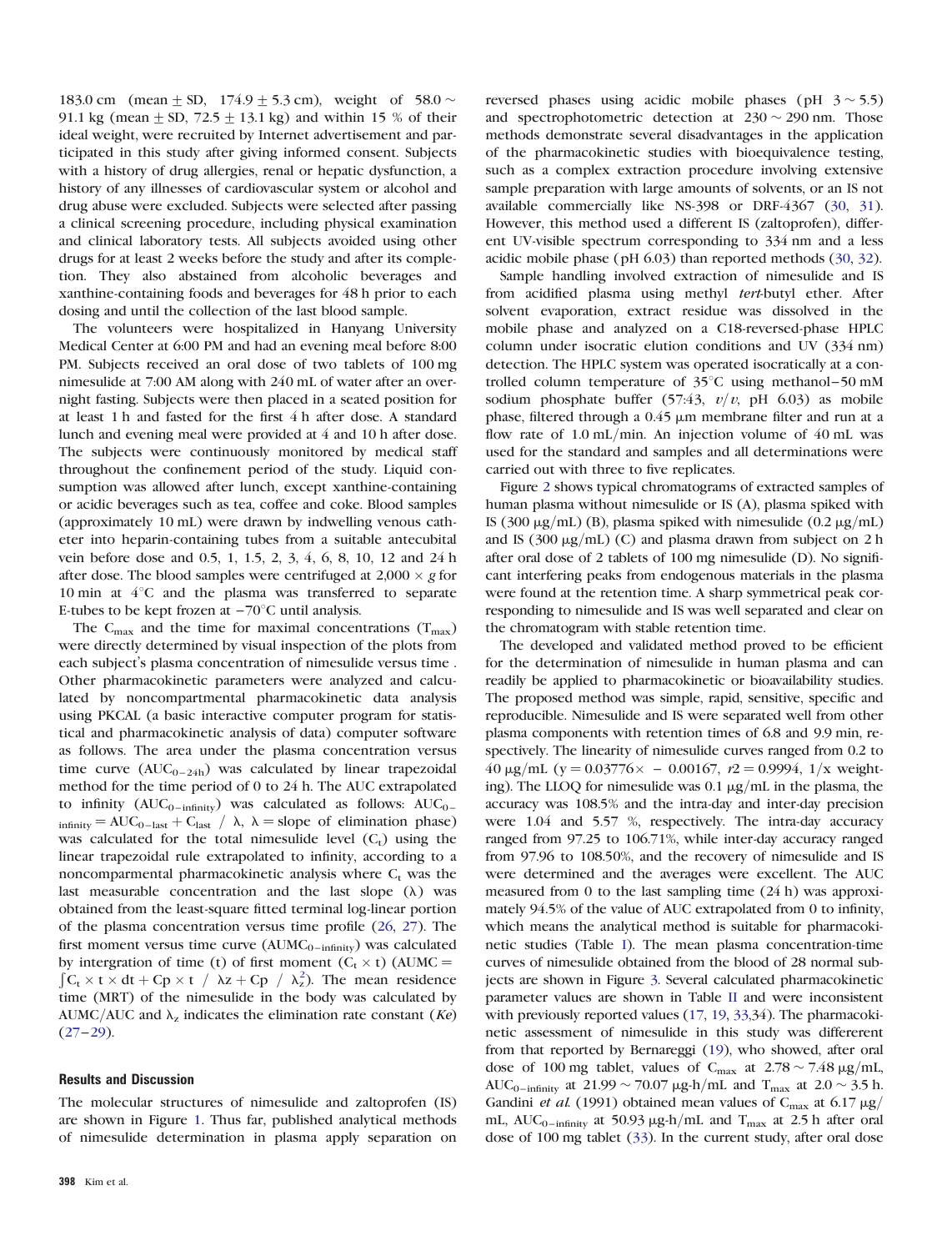183.0 cm (mean ± SD, 174.9 ± 5.3 cm), weight of 58.0 ~ 91.1 kg (mean ± SD, 72.5 ± 13.1 kg) and within 15 % of their ideal weight, were recruited by Internet advertisement and participated in this study after giving informed consent. Subjects with a history of drug allergies, renal or hepatic dysfunction, a history of any illnesses of cardiovascular system or alcohol and drug abuse were excluded. Subjects were selected after passing a clinical screening procedure, including physical examination and clinical laboratory tests. All subjects avoided using other drugs for at least 2 weeks before the study and after its completion. They also abstained from alcoholic beverages and xanthine-containing foods and beverages for 48 h prior to each dosing and until the collection of the last blood sample.

The volunteers were hospitalized in Hanyang University Medical Center at 6:00 PM and had an evening meal before 8:00 PM. Subjects received an oral dose of two tablets of 100 mg nimesulide at 7:00 AM along with 240 mL of water after an overnight fasting. Subjects were then placed in a seated position for at least 1 h and fasted for the first 4 h after dose. A standard lunch and evening meal were provided at 4 and 10 h after dose. The subjects were continuously monitored by medical staff throughout the confinement period of the study. Liquid consumption was allowed after lunch, except xanthine-containing or acidic beverages such as tea, coffee and coke. Blood samples (approximately 10 mL) were drawn by indwelling venous catheter into heparin-containing tubes from a suitable antecubital vein before dose and 0.5, 1, 1.5, 2, 3, 4, 6, 8, 10, 12 and 24 h after dose. The blood samples were centrifuged at 2,000 × *g* for 10 min at 4°C and the plasma was transferred to separate E-tubes to be kept frozen at −70°C until analysis.

The $C_{max}$ and the time for maximal concentrations ($T_{max}$) were directly determined by visual inspection of the plots from each subject's plasma concentration of nimesulide versus time . Other pharmacokinetic parameters were analyzed and calculated by noncompartmental pharmacokinetic data analysis using PKCAL (a basic interactive computer program for statistical and pharmacokinetic analysis of data) computer software as follows. The area under the plasma concentration versus time curve ($AUC_{0-24h}$) was calculated by linear trapezoidal method for the time period of 0 to 24 h. The AUC extrapolated to infinity ($AUC_{0-infinity}$) was calculated as follows: $AUC_{0-infinity} = AUC_{0-last} + C_{last} / \lambda$, $\lambda$ = slope of elimination phase) was calculated for the total nimesulide level ($C_t$) using the linear trapezoidal rule extrapolated to infinity, according to a noncomparmental pharmacokinetic analysis where $C_t$ was the last measurable concentration and the last slope ($\lambda$) was obtained from the least-square fitted terminal log-linear portion of the plasma concentration versus time profile (26, 27). The first moment versus time curve ($AUMC_{0-infinity}$) was calculated by intergration of time (t) of first moment ($C_t \times t$) ($AUMC = \int C_t \times t \times dt + Cp \times t \ / \ \lambda z + Cp \ / \ \lambda_z^2$). The mean residence time (MRT) of the nimesulide in the body was calculated by AUMC/AUC and $\lambda_z$ indicates the elimination rate constant (*Ke*) (27–29).

## Results and Discussion

The molecular structures of nimesulide and zaltoprofen (IS) are shown in Figure 1. Thus far, published analytical methods of nimesulide determination in plasma apply separation on reversed phases using acidic mobile phases (pH 3 ~ 5.5) and spectrophotometric detection at 230 ~ 290 nm. Those methods demonstrate several disadvantages in the application of the pharmacokinetic studies with bioequivalence testing, such as a complex extraction procedure involving extensive sample preparation with large amounts of solvents, or an IS not available commercially like NS-398 or DRF-4367 (30, 31). However, this method used a different IS (zaltoprofen), different UV-visible spectrum corresponding to 334 nm and a less acidic mobile phase (pH 6.03) than reported methods (30, 32).

Sample handling involved extraction of nimesulide and IS from acidified plasma using methyl *tert*-butyl ether. After solvent evaporation, extract residue was dissolved in the mobile phase and analyzed on a C18-reversed-phase HPLC column under isocratic elution conditions and UV (334 nm) detection. The HPLC system was operated isocratically at a controlled column temperature of 35°C using methanol−50 mM sodium phosphate buffer (57:43, *v*/*v*, pH 6.03) as mobile phase, filtered through a 0.45 µm membrane filter and run at a flow rate of 1.0 mL/min. An injection volume of 40 mL was used for the standard and samples and all determinations were carried out with three to five replicates.

Figure 2 shows typical chromatograms of extracted samples of human plasma without nimesulide or IS (A), plasma spiked with IS (300 µg/mL) (B), plasma spiked with nimesulide (0.2 µg/mL) and IS (300 µg/mL) (C) and plasma drawn from subject on 2 h after oral dose of 2 tablets of 100 mg nimesulide (D). No significant interfering peaks from endogenous materials in the plasma were found at the retention time. A sharp symmetrical peak corresponding to nimesulide and IS was well separated and clear on the chromatogram with stable retention time.

The developed and validated method proved to be efficient for the determination of nimesulide in human plasma and can readily be applied to pharmacokinetic or bioavailability studies. The proposed method was simple, rapid, sensitive, specific and reproducible. Nimesulide and IS were separated well from other plasma components with retention times of 6.8 and 9.9 min, respectively. The linearity of nimesulide curves ranged from 0.2 to 40 µg/mL ($y = 0.03776\times - 0.00167$, $r2 = 0.9994$, $1/x$ weighting). The LLOQ for nimesulide was 0.1 µg/mL in the plasma, the accuracy was 108.5% and the intra-day and inter-day precision were 1.04 and 5.57 %, respectively. The intra-day accuracy ranged from 97.25 to 106.71%, while inter-day accuracy ranged from 97.96 to 108.50%, and the recovery of nimesulide and IS were determined and the averages were excellent. The AUC measured from 0 to the last sampling time (24 h) was approximately 94.5% of the value of AUC extrapolated from 0 to infinity, which means the analytical method is suitable for pharmacokinetic studies (Table I). The mean plasma concentration-time curves of nimesulide obtained from the blood of 28 normal subjects are shown in Figure 3. Several calculated pharmacokinetic parameter values are shown in Table II and were inconsistent with previously reported values (17, 19, 33,34). The pharmacokinetic assessment of nimesulide in this study was differerent from that reported by Bernareggi (19), who showed, after oral dose of 100 mg tablet, values of $C_{max}$ at 2.78 ~ 7.48 µg/mL, $AUC_{0-infinity}$ at 21.99 ~ 70.07 µg-h/mL and $T_{max}$ at 2.0 ~ 3.5 h. Gandini *et al.* (1991) obtained mean values of $C_{max}$ at 6.17 µg/mL, $AUC_{0-infinity}$ at 50.93 µg-h/mL and $T_{max}$ at 2.5 h after oral dose of 100 mg tablet (33). In the current study, after oral dose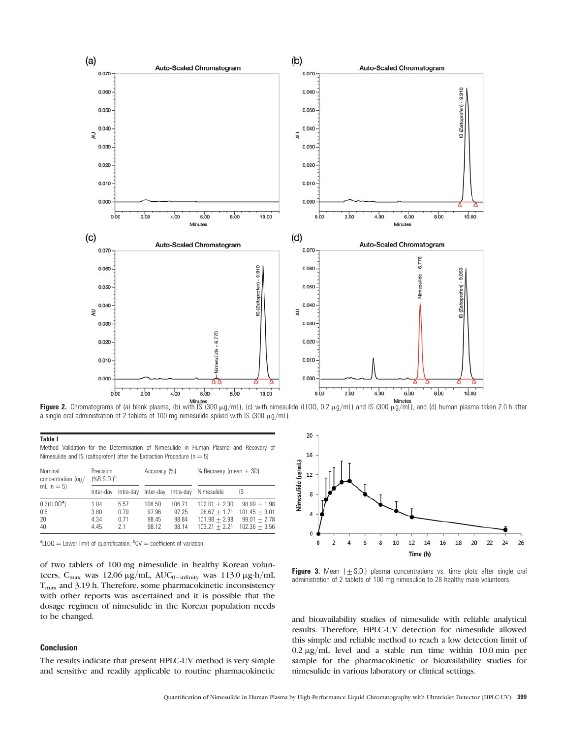Figure 2. Chromatograms of (a) blank plasma, (b) with IS (300 μg/mL), (c) with nimesulide (LLOQ, 0.2 μg/mL) and IS (300 μg/mL), and (d) human plasma taken 2.0 h after a single oral administration of 2 tablets of 100 mg nimesulide spiked with IS (300 μg/mL).

**Table I**
Method Validation for the Determination of Nimesulide in Human Plasma and Recovery of Nimesulide and IS (zaltoprofen) after the Extraction Procedure (n = 5)

| Nominal concentration (ug/mL, n = 5) | Precision (%R.S.D.)[b] | | Accuracy (%) | | % Recovery (mean ± SD) | |
|---|---|---|---|---|---|---|
| | Inter-day | Intra-day | Inter-day | Intra-day | Nimesulide | IS |
| 0.2(LLOQ[a]) | 1.04 | 5.57 | 108.50 | 106.71 | 102.01 ± 2.30 | 98.99 ± 1.98 |
| 0.6 | 3.80 | 0.79 | 97.96 | 97.25 | 98.67 ± 1.71 | 101.45 ± 3.01 |
| 20 | 4.34 | 0.71 | 98.45 | 98.84 | 101.98 ± 2.98 | 99.01 ± 2.78 |
| 40 | 4.45 | 2.1 | 98.12 | 98.14 | 103.21 ± 2.21 | 102.36 ± 3.56 |

[a]LLOQ = Lower limit of quantification, [b]CV = coefficient of variation.

of two tablets of 100 mg nimesulide in healthy Korean volunteers, $C_{max}$ was 12.06 μg/mL, $AUC_{0-infinity}$ was 113.0 μg-h/mL $T_{max}$ and 3.19 h. Therefore, some pharmacokinetic inconsistency with other reports was ascertained and it is possible that the dosage regimen of nimesulide in the Korean population needs to be changed.

Figure 3. Mean (±S.D.) plasma concentrations vs. time plots after single oral administration of 2 tablets of 100 mg nimesulide to 28 healthy male volunteers.

## Conclusion

The results indicate that present HPLC-UV method is very simple and sensitive and readily applicable to routine pharmacokinetic and bioavailability studies of nimesulide with reliable analytical results. Therefore, HPLC-UV detection for nimesulide allowed this simple and reliable method to reach a low detection limit of 0.2 μg/mL level and a stable run time within 10.0 min per sample for the pharmacokinetic or bioavailability studies for nimesulide in various laboratory or clinical settings.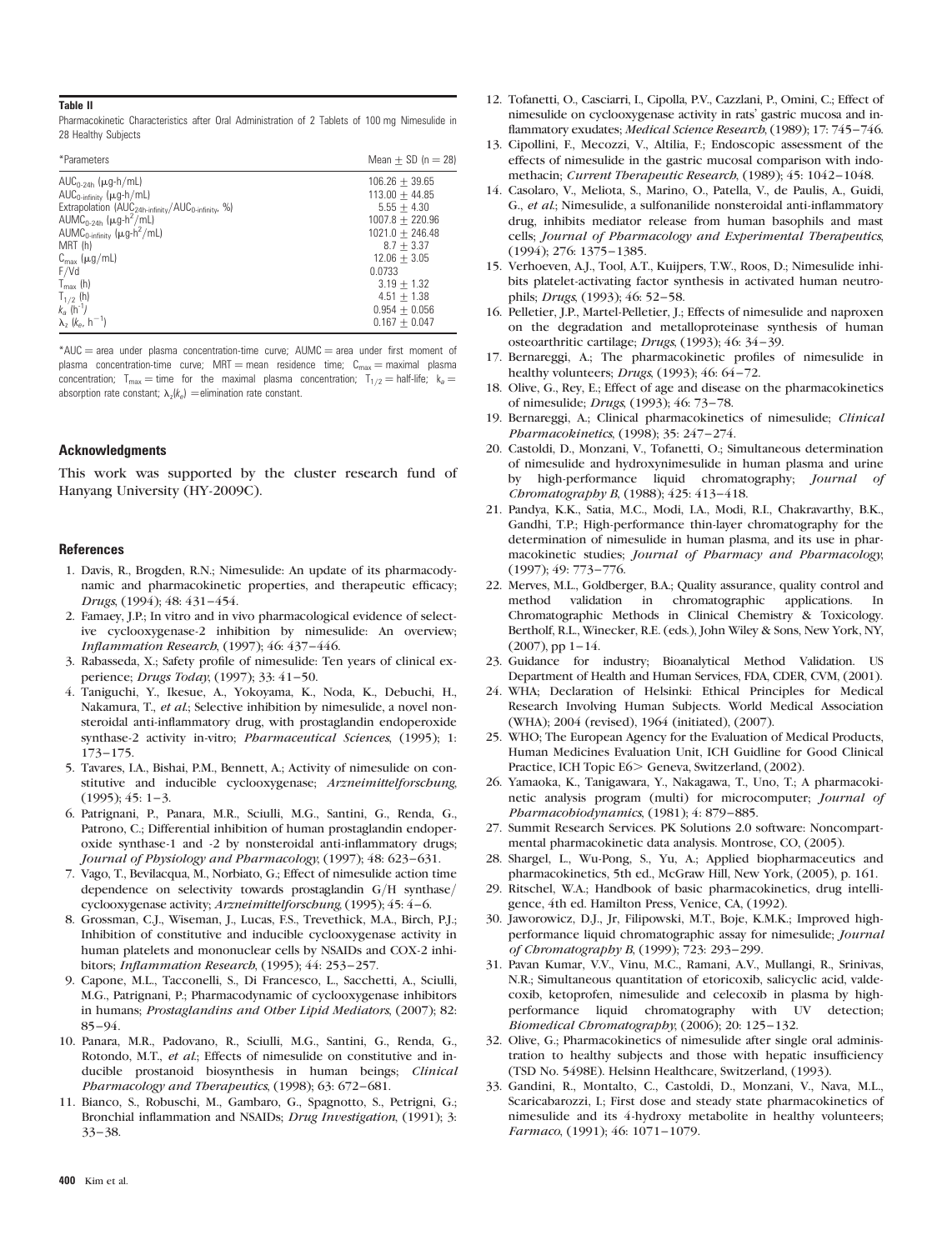**Table II**

Pharmacokinetic Characteristics after Oral Administration of 2 Tablets of 100 mg Nimesulide in 28 Healthy Subjects

| *Parameters | Mean ± SD (n = 28) |
|---|---|
| $AUC_{0\text{-}24h}$ (μg-h/mL) | 106.26 ± 39.65 |
| $AUC_{0\text{-}infinity}$ (μg-h/mL) | 113.00 ± 44.85 |
| Extrapolation ($AUC_{24h\text{-}infinity}/AUC_{0\text{-}infinity}$, %) | 5.55 ± 4.30 |
| $AUMC_{0\text{-}24h}$ (μg-h$^2$/mL) | 1007.8 ± 220.96 |
| $AUMC_{0\text{-}infinity}$ (μg-h$^2$/mL) | 1021.0 ± 246.48 |
| MRT (h) | 8.7 ± 3.37 |
| $C_{max}$ (μg/mL) | 12.06 ± 3.05 |
| F/Vd | 0.0733 |
| $T_{max}$ (h) | 3.19 ± 1.32 |
| $T_{1/2}$ (h) | 4.51 ± 1.38 |
| $k_a$ (h$^{-1}$) | 0.954 ± 0.056 |
| $\lambda_z$ ($k_e$, h$^{-1}$) | 0.167 ± 0.047 |

*AUC = area under plasma concentration-time curve; AUMC = area under first moment of plasma concentration-time curve; MRT = mean residence time; $C_{max}$ = maximal plasma concentration; $T_{max}$ = time for the maximal plasma concentration; $T_{1/2}$ = half-life; $k_a$ = absorption rate constant; $\lambda_z(k_e)$ = elimination rate constant.

## Acknowledgments

This work was supported by the cluster research fund of Hanyang University (HY-2009C).

## References

1. Davis, R., Brogden, R.N.; Nimesulide: An update of its pharmacodynamic and pharmacokinetic properties, and therapeutic efficacy; *Drugs*, (1994); 48: 431–454.
2. Famaey, J.P.; In vitro and in vivo pharmacological evidence of selective cyclooxygenase-2 inhibition by nimesulide: An overview; *Inflammation Research*, (1997); 46: 437–446.
3. Rabasseda, X.; Safety profile of nimesulide: Ten years of clinical experience; *Drugs Today*, (1997); 33: 41–50.
4. Taniguchi, Y., Ikesue, A., Yokoyama, K., Noda, K., Debuchi, H., Nakamura, T., *et al.*; Selective inhibition by nimesulide, a novel nonsteroidal anti-inflammatory drug, with prostaglandin endoperoxide synthase-2 activity in-vitro; *Pharmaceutical Sciences*, (1995); 1: 173–175.
5. Tavares, I.A., Bishai, P.M., Bennett, A.; Activity of nimesulide on constitutive and inducible cyclooxygenase; *Arzneimittelforschung*, (1995); 45: 1–3.
6. Patrignani, P., Panara, M.R., Sciulli, M.G., Santini, G., Renda, G., Patrono, C.; Differential inhibition of human prostaglandin endoperoxide synthase-1 and -2 by nonsteroidal anti-inflammatory drugs; *Journal of Physiology and Pharmacology*, (1997); 48: 623–631.
7. Vago, T., Bevilacqua, M., Norbiato, G.; Effect of nimesulide action time dependence on selectivity towards prostaglandin G/H synthase/cyclooxygenase activity; *Arzneimittelforschung*, (1995); 45: 4–6.
8. Grossman, C.J., Wiseman, J., Lucas, F.S., Trevethick, M.A., Birch, P.J.; Inhibition of constitutive and inducible cyclooxygenase activity in human platelets and mononuclear cells by NSAIDs and COX-2 inhibitors; *Inflammation Research*, (1995); 44: 253–257.
9. Capone, M.L., Tacconelli, S., Di Francesco, L., Sacchetti, A., Sciulli, M.G., Patrignani, P.; Pharmacodynamic of cyclooxygenase inhibitors in humans; *Prostaglandins and Other Lipid Mediators*, (2007); 82: 85–94.
10. Panara, M.R., Padovano, R., Sciulli, M.G., Santini, G., Renda, G., Rotondo, M.T., *et al.*; Effects of nimesulide on constitutive and inducible prostanoid biosynthesis in human beings; *Clinical Pharmacology and Therapeutics*, (1998); 63: 672–681.
11. Bianco, S., Robuschi, M., Gambaro, G., Spagnotto, S., Petrigni, G.; Bronchial inflammation and NSAIDs; *Drug Investigation*, (1991); 3: 33–38.
12. Tofanetti, O., Casciarri, I., Cipolla, P.V., Cazzlani, P., Omini, C.; Effect of nimesulide on cyclooxygenase activity in rats' gastric mucosa and inflammatory exudates; *Medical Science Research*, (1989); 17: 745–746.
13. Cipollini, F., Mecozzi, V., Altilia, F.; Endoscopic assessment of the effects of nimesulide in the gastric mucosal comparison with indomethacin; *Current Therapeutic Research*, (1989); 45: 1042–1048.
14. Casolaro, V., Meliota, S., Marino, O., Patella, V., de Paulis, A., Guidi, G., *et al.*; Nimesulide, a sulfonanilide nonsteroidal anti-inflammatory drug, inhibits mediator release from human basophils and mast cells; *Journal of Pharmacology and Experimental Therapeutics*, (1994); 276: 1375–1385.
15. Verhoeven, A.J., Tool, A.T., Kuijpers, T.W., Roos, D.; Nimesulide inhibits platelet-activating factor synthesis in activated human neutrophils; *Drugs*, (1993); 46: 52–58.
16. Pelletier, J.P., Martel-Pelletier, J.; Effects of nimesulide and naproxen on the degradation and metalloproteinase synthesis of human osteoarthritic cartilage; *Drugs*, (1993); 46: 34–39.
17. Bernareggi, A.; The pharmacokinetic profiles of nimesulide in healthy volunteers; *Drugs*, (1993); 46: 64–72.
18. Olive, G., Rey, E.; Effect of age and disease on the pharmacokinetics of nimesulide; *Drugs*, (1993); 46: 73–78.
19. Bernareggi, A.; Clinical pharmacokinetics of nimesulide; *Clinical Pharmacokinetics*, (1998); 35: 247–274.
20. Castoldi, D., Monzani, V., Tofanetti, O.; Simultaneous determination of nimesulide and hydroxynimesulide in human plasma and urine by high-performance liquid chromatography; *Journal of Chromatography B*, (1988); 425: 413–418.
21. Pandya, K.K., Satia, M.C., Modi, I.A., Modi, R.I., Chakravarthy, B.K., Gandhi, T.P.; High-performance thin-layer chromatography for the determination of nimesulide in human plasma, and its use in pharmacokinetic studies; *Journal of Pharmacy and Pharmacology*, (1997); 49: 773–776.
22. Merves, M.L., Goldberger, B.A.; Quality assurance, quality control and method validation in chromatographic applications. In Chromatographic Methods in Clinical Chemistry & Toxicology. Bertholf, R.L., Winecker, R.E. (eds.), John Wiley & Sons, New York, NY, (2007), pp 1–14.
23. Guidance for industry; Bioanalytical Method Validation. US Department of Health and Human Services, FDA, CDER, CVM, (2001).
24. WHA; Declaration of Helsinki: Ethical Principles for Medical Research Involving Human Subjects. World Medical Association (WHA); 2004 (revised), 1964 (initiated), (2007).
25. WHO; The European Agency for the Evaluation of Medical Products, Human Medicines Evaluation Unit, ICH Guidline for Good Clinical Practice, ICH Topic E6> Geneva, Switzerland, (2002).
26. Yamaoka, K., Tanigawara, Y., Nakagawa, T., Uno, T.; A pharmacokinetic analysis program (multi) for microcomputer; *Journal of Pharmacobiodynamics*, (1981); 4: 879–885.
27. Summit Research Services. PK Solutions 2.0 software: Noncompartmental pharmacokinetic data analysis. Montrose, CO, (2005).
28. Shargel, L., Wu-Pong, S., Yu, A.; Applied biopharmaceutics and pharmacokinetics, 5th ed., McGraw Hill, New York, (2005), p. 161.
29. Ritschel, W.A.; Handbook of basic pharmacokinetics, drug intelligence, 4th ed. Hamilton Press, Venice, CA, (1992).
30. Jaworowicz, D.J., Jr, Filipowski, M.T., Boje, K.M.K.; Improved high-performance liquid chromatographic assay for nimesulide; *Journal of Chromatography B*, (1999); 723: 293–299.
31. Pavan Kumar, V.V., Vinu, M.C., Ramani, A.V., Mullangi, R., Srinivas, N.R.; Simultaneous quantitation of etoricoxib, salicyclic acid, valdecoxib, ketoprofen, nimesulide and celecoxib in plasma by high-performance liquid chromatography with UV detection; *Biomedical Chromatography*, (2006); 20: 125–132.
32. Olive, G.; Pharmacokinetics of nimesulide after single oral administration to healthy subjects and those with hepatic insufficiency (TSD No. 5498E). Helsinn Healthcare, Switzerland, (1993).
33. Gandini, R., Montalto, C., Castoldi, D., Monzani, V., Nava, M.L., Scaricabarozzi, I.; First dose and steady state pharmacokinetics of nimesulide and its 4-hydroxy metabolite in healthy volunteers; *Farmaco*, (1991); 46: 1071–1079.